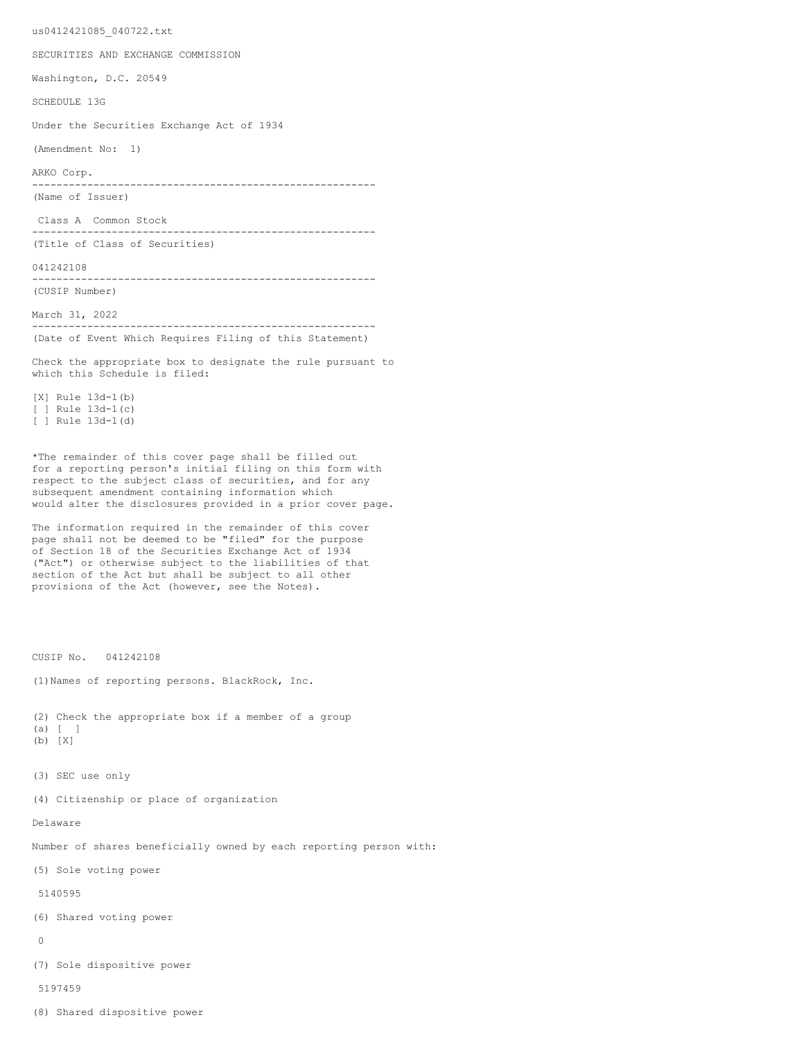us0412421085_040722.txt

SECURITIES AND EXCHANGE COMMISSION

Washington, D.C. 20549

SCHEDULE 13G

Under the Securities Exchange Act of 1934

(Amendment No: 1)

ARKO Corp.

---

(Name of Issuer)

Class A Common Stock

---

(Title of Class of Securities)

041242108

---

(CUSIP Number)

March 31, 2022

---

(Date of Event Which Requires Filing of this Statement)

Check the appropriate box to designate the rule pursuant to which this Schedule is filed:

[X] Rule 13d-1(b)
[ ] Rule 13d-1(c)
[ ] Rule 13d-1(d)

*The remainder of this cover page shall be filled out for a reporting person's initial filing on this form with respect to the subject class of securities, and for any subsequent amendment containing information which would alter the disclosures provided in a prior cover page.

The information required in the remainder of this cover page shall not be deemed to be "filed" for the purpose of Section 18 of the Securities Exchange Act of 1934 ("Act") or otherwise subject to the liabilities of that section of the Act but shall be subject to all other provisions of the Act (however, see the Notes).

CUSIP No. 041242108

(1)Names of reporting persons. BlackRock, Inc.

(2) Check the appropriate box if a member of a group
(a) [ ]
(b) [X]

(3) SEC use only

(4) Citizenship or place of organization

Delaware

Number of shares beneficially owned by each reporting person with:

(5) Sole voting power

5140595

(6) Shared voting power

0

(7) Sole dispositive power

5197459

(8) Shared dispositive power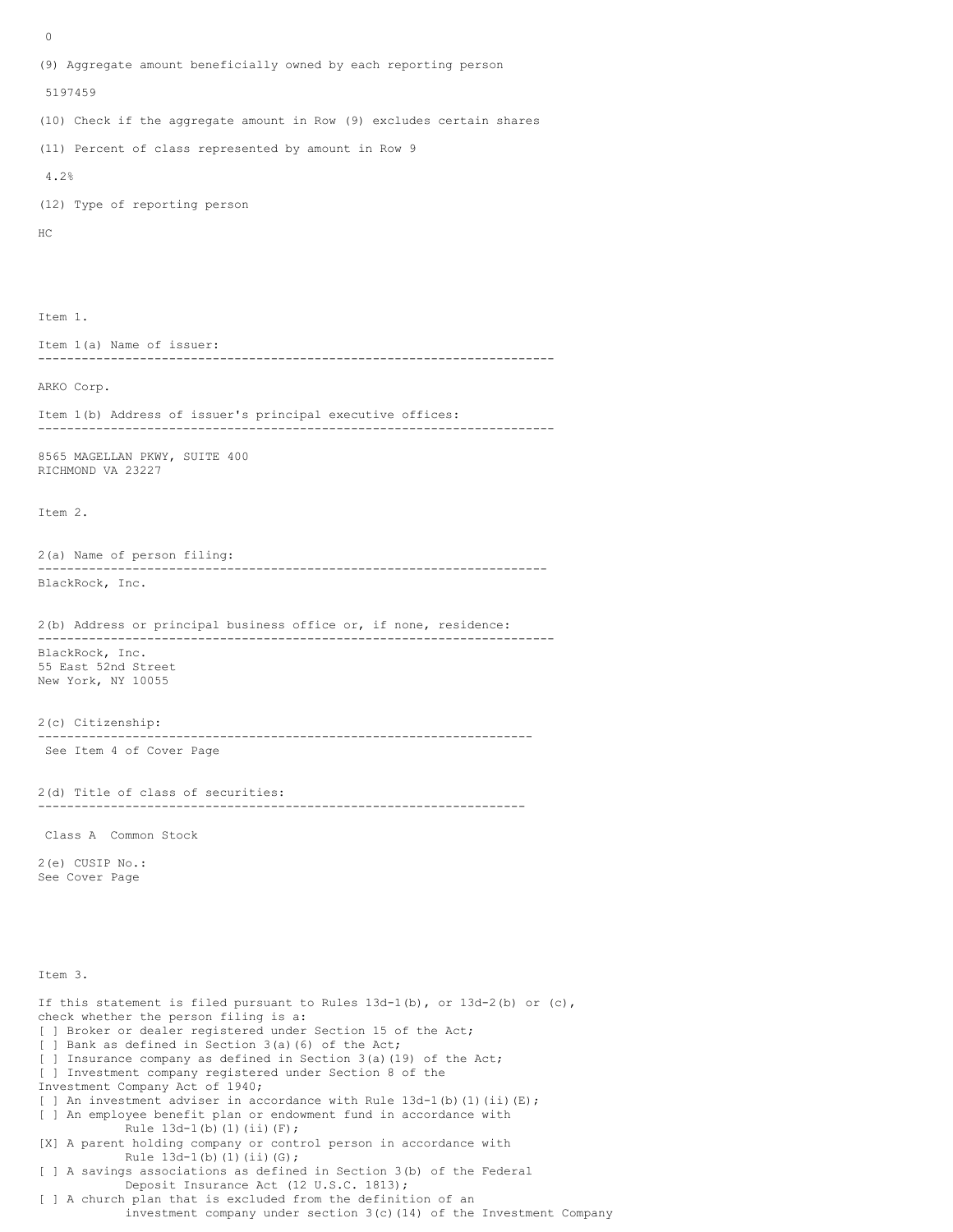0

(9) Aggregate amount beneficially owned by each reporting person

5197459

(10) Check if the aggregate amount in Row (9) excludes certain shares

(11) Percent of class represented by amount in Row 9

4.2%

(12) Type of reporting person

HC

Item 1.

Item 1(a) Name of issuer:

---

ARKO Corp.

Item 1(b) Address of issuer's principal executive offices:

---

8565 MAGELLAN PKWY, SUITE 400
RICHMOND VA 23227

Item 2.

2(a) Name of person filing:

---

BlackRock, Inc.

2(b) Address or principal business office or, if none, residence:

---

BlackRock, Inc.
55 East 52nd Street
New York, NY 10055

2(c) Citizenship:

---

See Item 4 of Cover Page

2(d) Title of class of securities:

---

Class A Common Stock

2(e) CUSIP No.:
See Cover Page

Item 3.

If this statement is filed pursuant to Rules 13d-1(b), or 13d-2(b) or (c), check whether the person filing is a:
[ ] Broker or dealer registered under Section 15 of the Act;
[ ] Bank as defined in Section 3(a)(6) of the Act;
[ ] Insurance company as defined in Section 3(a)(19) of the Act;
[ ] Investment company registered under Section 8 of the Investment Company Act of 1940;
[ ] An investment adviser in accordance with Rule 13d-1(b)(1)(ii)(E);
[ ] An employee benefit plan or endowment fund in accordance with Rule 13d-1(b)(1)(ii)(F);
[X] A parent holding company or control person in accordance with Rule 13d-1(b)(1)(ii)(G);
[ ] A savings associations as defined in Section 3(b) of the Federal Deposit Insurance Act (12 U.S.C. 1813);
[ ] A church plan that is excluded from the definition of an investment company under section 3(c)(14) of the Investment Company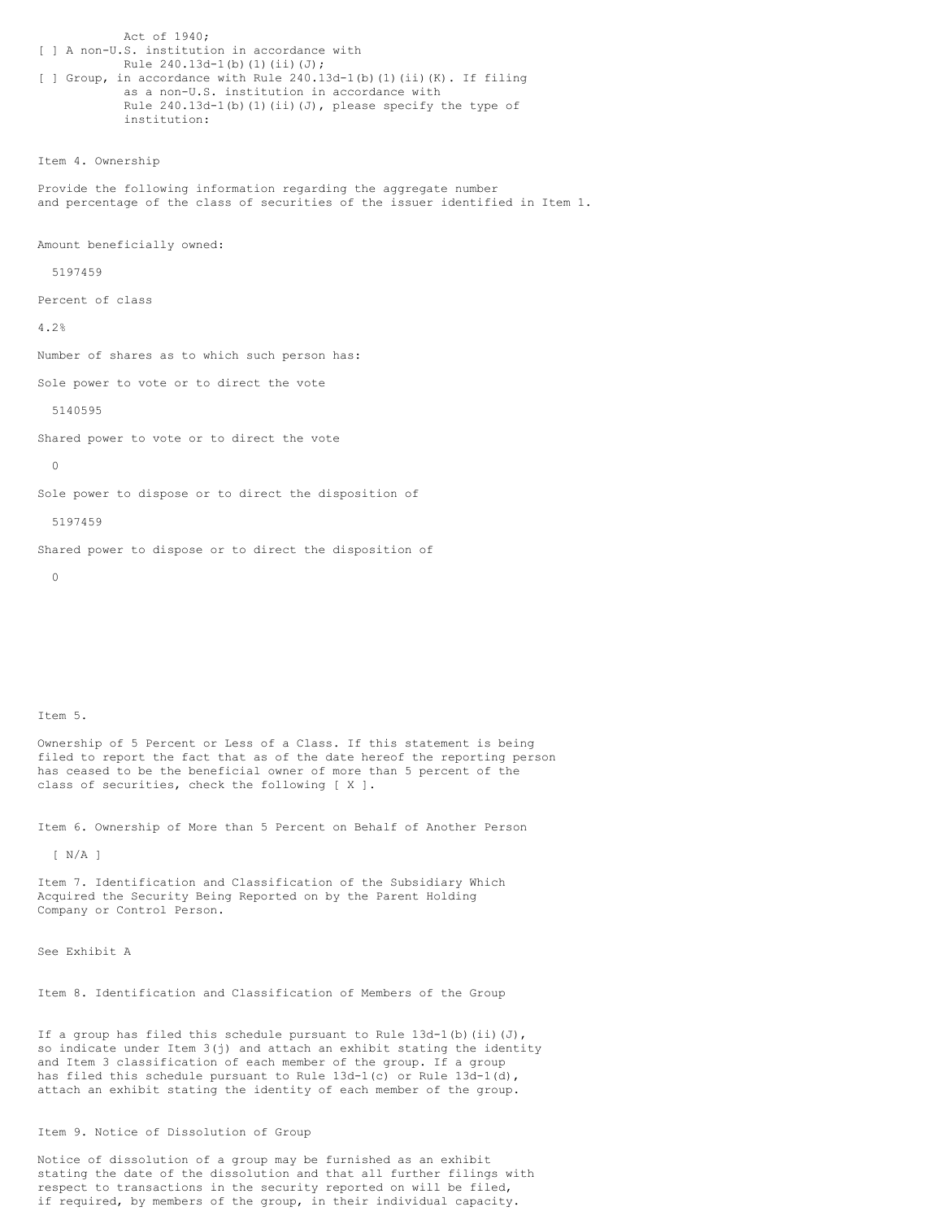Act of 1940;

[ ] A non-U.S. institution in accordance with Rule 240.13d-1(b)(1)(ii)(J);

[ ] Group, in accordance with Rule 240.13d-1(b)(1)(ii)(K). If filing as a non-U.S. institution in accordance with Rule 240.13d-1(b)(1)(ii)(J), please specify the type of institution:

Item 4. Ownership

Provide the following information regarding the aggregate number and percentage of the class of securities of the issuer identified in Item 1.

Amount beneficially owned:

5197459

Percent of class

4.2%

Number of shares as to which such person has:

Sole power to vote or to direct the vote

5140595

Shared power to vote or to direct the vote

0

Sole power to dispose or to direct the disposition of

5197459

Shared power to dispose or to direct the disposition of

0

Item 5.

Ownership of 5 Percent or Less of a Class. If this statement is being filed to report the fact that as of the date hereof the reporting person has ceased to be the beneficial owner of more than 5 percent of the class of securities, check the following [ X ].

Item 6. Ownership of More than 5 Percent on Behalf of Another Person

[ N/A ]

Item 7. Identification and Classification of the Subsidiary Which Acquired the Security Being Reported on by the Parent Holding Company or Control Person.

See Exhibit A

Item 8. Identification and Classification of Members of the Group

If a group has filed this schedule pursuant to Rule 13d-1(b)(ii)(J), so indicate under Item 3(j) and attach an exhibit stating the identity and Item 3 classification of each member of the group. If a group has filed this schedule pursuant to Rule 13d-1(c) or Rule 13d-1(d), attach an exhibit stating the identity of each member of the group.

Item 9. Notice of Dissolution of Group

Notice of dissolution of a group may be furnished as an exhibit stating the date of the dissolution and that all further filings with respect to transactions in the security reported on will be filed, if required, by members of the group, in their individual capacity.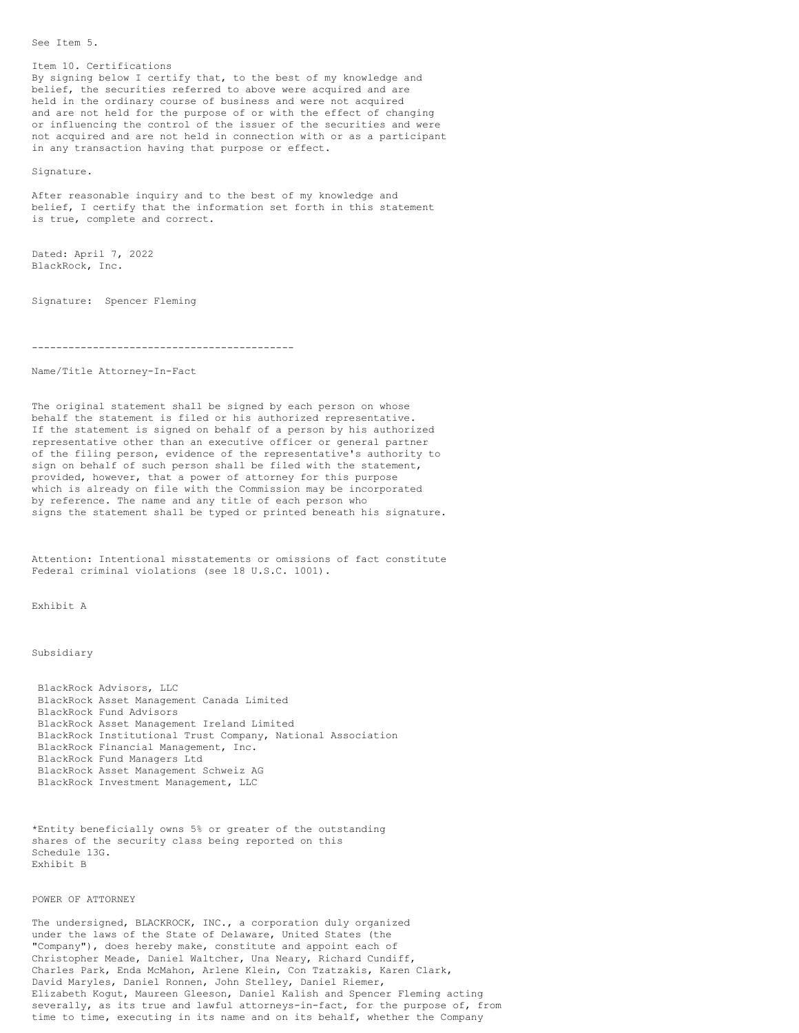See Item 5.

Item 10. Certifications
By signing below I certify that, to the best of my knowledge and belief, the securities referred to above were acquired and are held in the ordinary course of business and were not acquired and are not held for the purpose of or with the effect of changing or influencing the control of the issuer of the securities and were not acquired and are not held in connection with or as a participant in any transaction having that purpose or effect.

Signature.

After reasonable inquiry and to the best of my knowledge and belief, I certify that the information set forth in this statement is true, complete and correct.

Dated: April 7, 2022
BlackRock, Inc.

Signature: Spencer Fleming

-------------------------------------------

Name/Title Attorney-In-Fact

The original statement shall be signed by each person on whose behalf the statement is filed or his authorized representative. If the statement is signed on behalf of a person by his authorized representative other than an executive officer or general partner of the filing person, evidence of the representative's authority to sign on behalf of such person shall be filed with the statement, provided, however, that a power of attorney for this purpose which is already on file with the Commission may be incorporated by reference. The name and any title of each person who signs the statement shall be typed or printed beneath his signature.

Attention: Intentional misstatements or omissions of fact constitute Federal criminal violations (see 18 U.S.C. 1001).

Exhibit A

Subsidiary

BlackRock Advisors, LLC
BlackRock Asset Management Canada Limited
BlackRock Fund Advisors
BlackRock Asset Management Ireland Limited
BlackRock Institutional Trust Company, National Association
BlackRock Financial Management, Inc.
BlackRock Fund Managers Ltd
BlackRock Asset Management Schweiz AG
BlackRock Investment Management, LLC

*Entity beneficially owns 5% or greater of the outstanding shares of the security class being reported on this Schedule 13G.
Exhibit B

POWER OF ATTORNEY

The undersigned, BLACKROCK, INC., a corporation duly organized under the laws of the State of Delaware, United States (the "Company"), does hereby make, constitute and appoint each of Christopher Meade, Daniel Waltcher, Una Neary, Richard Cundiff, Charles Park, Enda McMahon, Arlene Klein, Con Tzatzakis, Karen Clark, David Maryles, Daniel Ronnen, John Stelley, Daniel Riemer, Elizabeth Kogut, Maureen Gleeson, Daniel Kalish and Spencer Fleming acting severally, as its true and lawful attorneys-in-fact, for the purpose of, from time to time, executing in its name and on its behalf, whether the Company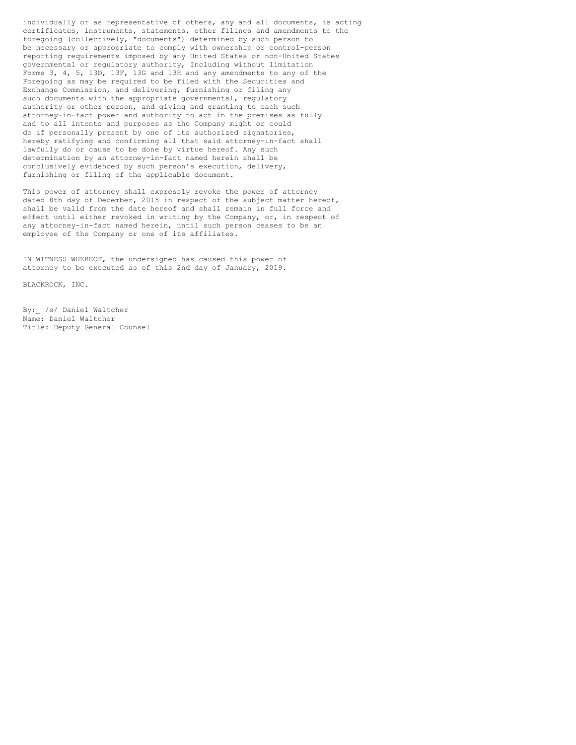individually or as representative of others, any and all documents, is acting certificates, instruments, statements, other filings and amendments to the foregoing (collectively, "documents") determined by such person to be necessary or appropriate to comply with ownership or control-person reporting requirements imposed by any United States or non-United States governmental or regulatory authority, Including without limitation Forms 3, 4, 5, 13D, 13F, 13G and 13H and any amendments to any of the Foregoing as may be required to be filed with the Securities and Exchange Commission, and delivering, furnishing or filing any such documents with the appropriate governmental, regulatory authority or other person, and giving and granting to each such attorney-in-fact power and authority to act in the premises as fully and to all intents and purposes as the Company might or could do if personally present by one of its authorized signatories, hereby ratifying and confirming all that said attorney-in-fact shall lawfully do or cause to be done by virtue hereof. Any such determination by an attorney-in-fact named herein shall be conclusively evidenced by such person's execution, delivery, furnishing or filing of the applicable document.

This power of attorney shall expressly revoke the power of attorney dated 8th day of December, 2015 in respect of the subject matter hereof, shall be valid from the date hereof and shall remain in full force and effect until either revoked in writing by the Company, or, in respect of any attorney-in-fact named herein, until such person ceases to be an employee of the Company or one of its affiliates.

IN WITNESS WHEREOF, the undersigned has caused this power of attorney to be executed as of this 2nd day of January, 2019.

BLACKROCK, INC.

By:_ /s/ Daniel Waltcher
Name: Daniel Waltcher
Title: Deputy General Counsel